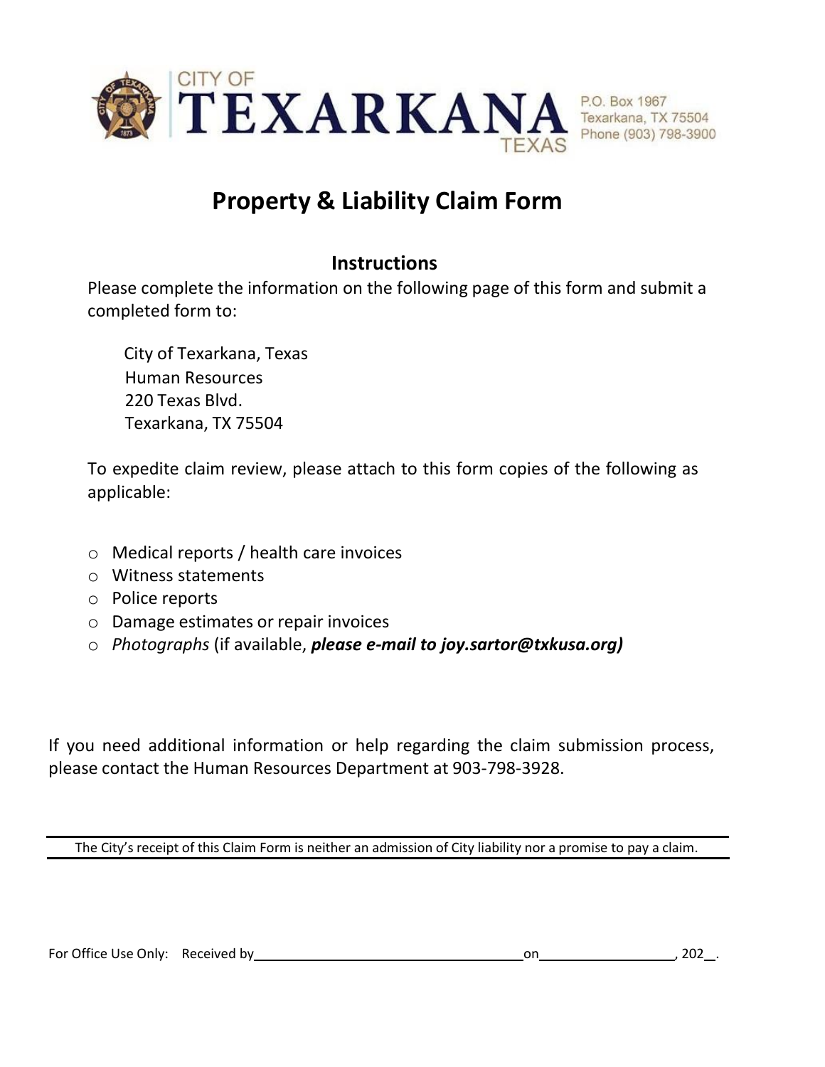CITY OF **TEXARKANA** TEXAS

P.O. Box 1967
Texarkana, TX 75504
Phone (903) 798-3900

# Property & Liability Claim Form

## Instructions

Please complete the information on the following page of this form and submit a completed form to:

City of Texarkana, Texas
Human Resources
220 Texas Blvd.
Texarkana, TX 75504

To expedite claim review, please attach to this form copies of the following as applicable:

- Medical reports / health care invoices
- Witness statements
- Police reports
- Damage estimates or repair invoices
- *Photographs* (if available, ***please e-mail to joy.sartor@txkusa.org)***

If you need additional information or help regarding the claim submission process, please contact the Human Resources Department at 903-798-3928.

---

The City's receipt of this Claim Form is neither an admission of City liability nor a promise to pay a claim.

---

For Office Use Only: Received by \_\_\_\_\_\_\_\_\_\_\_\_\_\_\_\_\_\_\_\_\_\_\_\_\_\_\_\_\_\_\_\_ on \_\_\_\_\_\_\_\_\_\_\_\_\_\_\_\_, 202\_\_.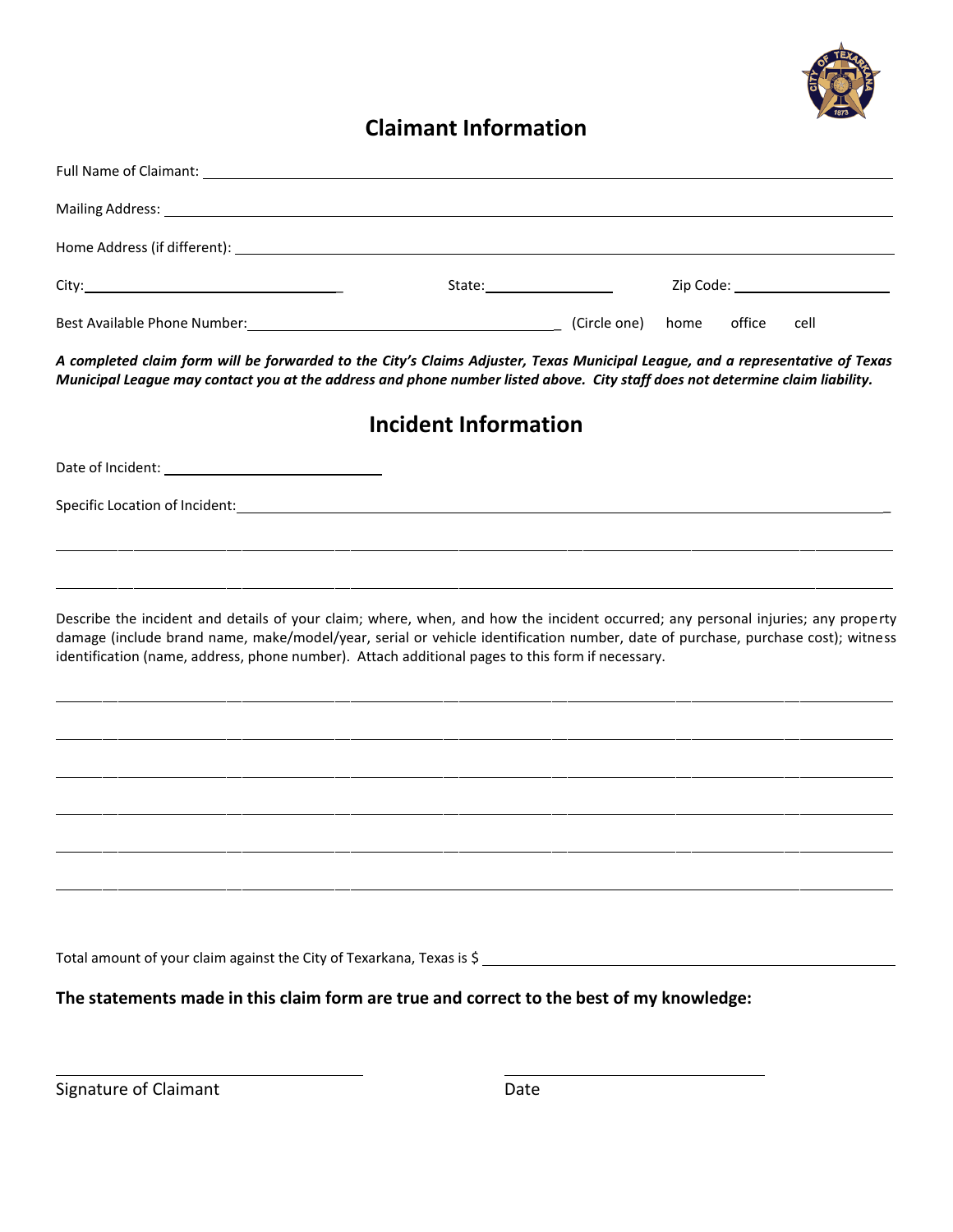## Claimant Information

Full Name of Claimant: ______________________________________________

Mailing Address: ______________________________________________

Home Address (if different): ______________________________________________

City: ____________________ State: ____________ Zip Code: ____________

Best Available Phone Number: ____________________ (Circle one) home office cell

***A completed claim form will be forwarded to the City's Claims Adjuster, Texas Municipal League, and a representative of Texas Municipal League may contact you at the address and phone number listed above. City staff does not determine claim liability.***

## Incident Information

Date of Incident: ____________________

Specific Location of Incident: ______________________________________________

______________________________________________

______________________________________________

Describe the incident and details of your claim; where, when, and how the incident occurred; any personal injuries; any property damage (include brand name, make/model/year, serial or vehicle identification number, date of purchase, purchase cost); witness identification (name, address, phone number). Attach additional pages to this form if necessary.

______________________________________________

______________________________________________

______________________________________________

______________________________________________

______________________________________________

______________________________________________

Total amount of your claim against the City of Texarkana, Texas is $ ____________________

**The statements made in this claim form are true and correct to the best of my knowledge:**

____________________ ____________________

Signature of Claimant Date